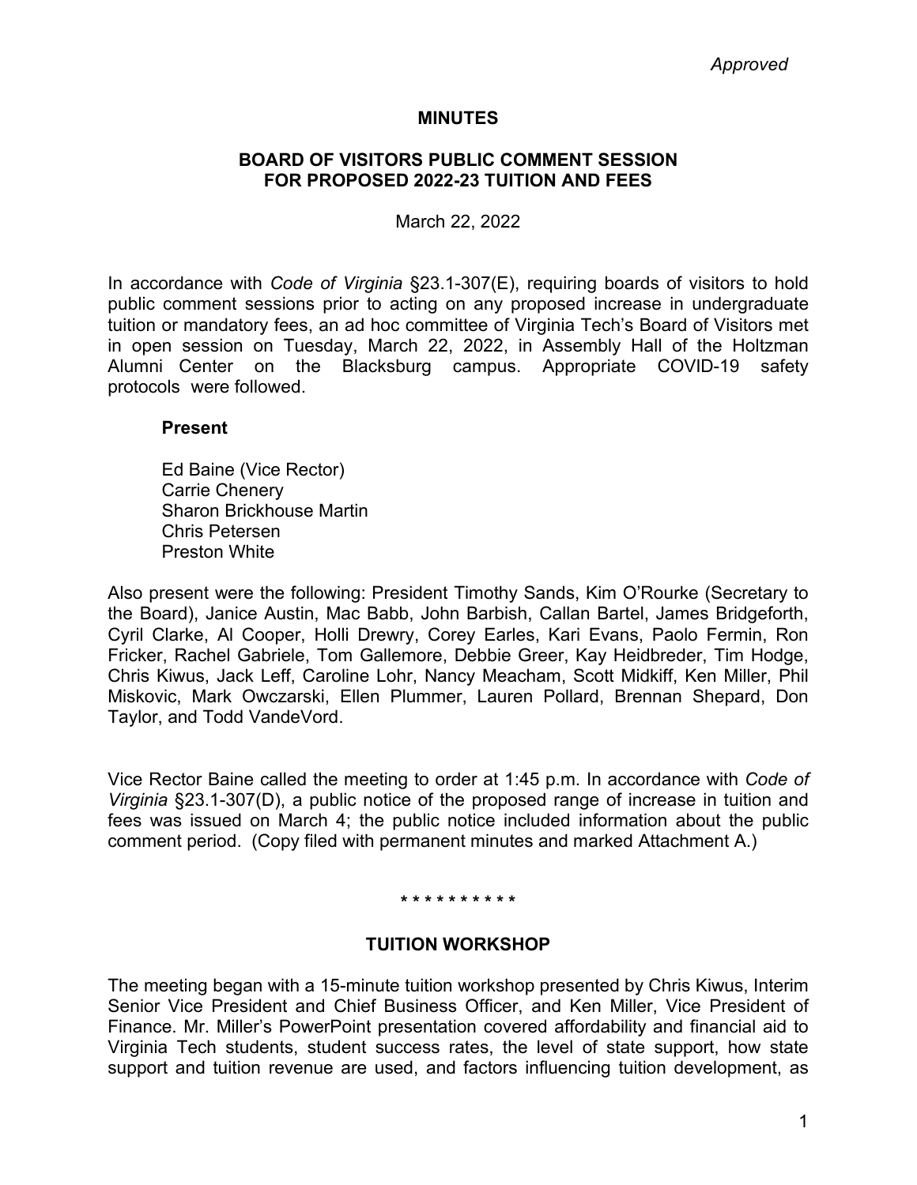*Approved*

# MINUTES

## BOARD OF VISITORS PUBLIC COMMENT SESSION FOR PROPOSED 2022-23 TUITION AND FEES

March 22, 2022

In accordance with *Code of Virginia* §23.1-307(E), requiring boards of visitors to hold public comment sessions prior to acting on any proposed increase in undergraduate tuition or mandatory fees, an ad hoc committee of Virginia Tech's Board of Visitors met in open session on Tuesday, March 22, 2022, in Assembly Hall of the Holtzman Alumni Center on the Blacksburg campus. Appropriate COVID-19 safety protocols were followed.

**Present**

Ed Baine (Vice Rector)
Carrie Chenery
Sharon Brickhouse Martin
Chris Petersen
Preston White

Also present were the following: President Timothy Sands, Kim O'Rourke (Secretary to the Board), Janice Austin, Mac Babb, John Barbish, Callan Bartel, James Bridgeforth, Cyril Clarke, Al Cooper, Holli Drewry, Corey Earles, Kari Evans, Paolo Fermin, Ron Fricker, Rachel Gabriele, Tom Gallemore, Debbie Greer, Kay Heidbreder, Tim Hodge, Chris Kiwus, Jack Leff, Caroline Lohr, Nancy Meacham, Scott Midkiff, Ken Miller, Phil Miskovic, Mark Owczarski, Ellen Plummer, Lauren Pollard, Brennan Shepard, Don Taylor, and Todd VandeVord.

Vice Rector Baine called the meeting to order at 1:45 p.m. In accordance with *Code of Virginia* §23.1-307(D), a public notice of the proposed range of increase in tuition and fees was issued on March 4; the public notice included information about the public comment period. (Copy filed with permanent minutes and marked Attachment A.)

* * * * * * * * * *

## TUITION WORKSHOP

The meeting began with a 15-minute tuition workshop presented by Chris Kiwus, Interim Senior Vice President and Chief Business Officer, and Ken Miller, Vice President of Finance. Mr. Miller's PowerPoint presentation covered affordability and financial aid to Virginia Tech students, student success rates, the level of state support, how state support and tuition revenue are used, and factors influencing tuition development, as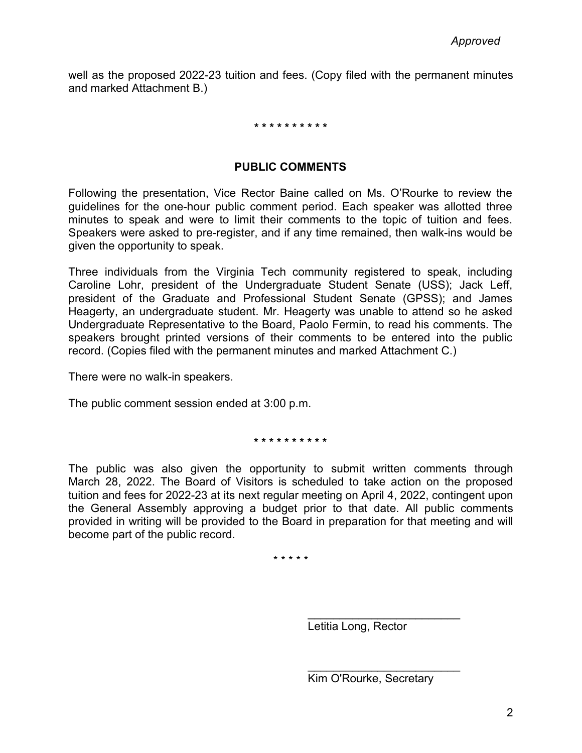*Approved*

well as the proposed 2022-23 tuition and fees. (Copy filed with the permanent minutes and marked Attachment B.)

* * * * * * * * * *

## PUBLIC COMMENTS

Following the presentation, Vice Rector Baine called on Ms. O'Rourke to review the guidelines for the one-hour public comment period. Each speaker was allotted three minutes to speak and were to limit their comments to the topic of tuition and fees. Speakers were asked to pre-register, and if any time remained, then walk-ins would be given the opportunity to speak.

Three individuals from the Virginia Tech community registered to speak, including Caroline Lohr, president of the Undergraduate Student Senate (USS); Jack Leff, president of the Graduate and Professional Student Senate (GPSS); and James Heagerty, an undergraduate student. Mr. Heagerty was unable to attend so he asked Undergraduate Representative to the Board, Paolo Fermin, to read his comments. The speakers brought printed versions of their comments to be entered into the public record. (Copies filed with the permanent minutes and marked Attachment C.)

There were no walk-in speakers.

The public comment session ended at 3:00 p.m.

* * * * * * * * * *

The public was also given the opportunity to submit written comments through March 28, 2022. The Board of Visitors is scheduled to take action on the proposed tuition and fees for 2022-23 at its next regular meeting on April 4, 2022, contingent upon the General Assembly approving a budget prior to that date. All public comments provided in writing will be provided to the Board in preparation for that meeting and will become part of the public record.

* * * * *

_________________________
Letitia Long, Rector

_________________________
Kim O'Rourke, Secretary